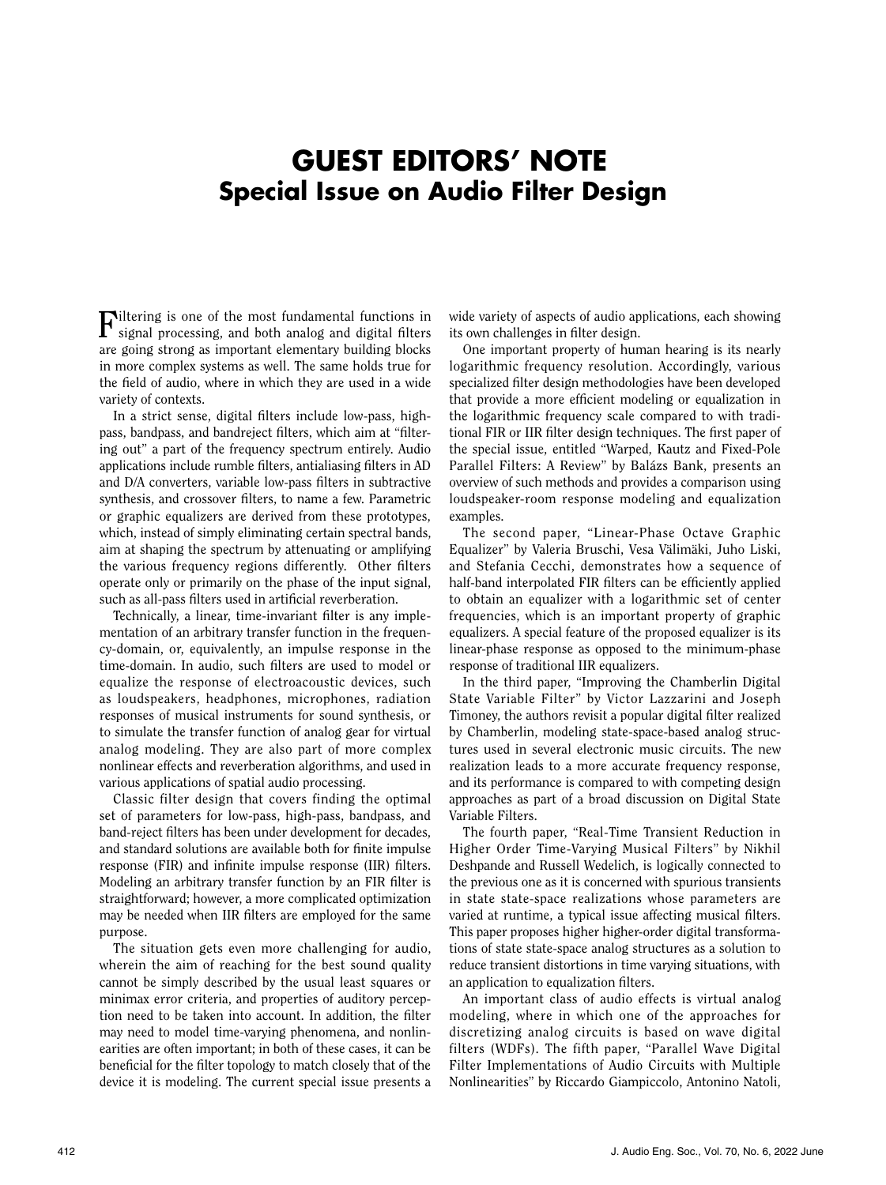# GUEST EDITORS' NOTE
## Special Issue on Audio Filter Design

Filtering is one of the most fundamental functions in signal processing, and both analog and digital filters are going strong as important elementary building blocks in more complex systems as well. The same holds true for the field of audio, where in which they are used in a wide variety of contexts.

In a strict sense, digital filters include low-pass, high-pass, bandpass, and bandreject filters, which aim at "filtering out" a part of the frequency spectrum entirely. Audio applications include rumble filters, antialiasing filters in AD and D/A converters, variable low-pass filters in subtractive synthesis, and crossover filters, to name a few. Parametric or graphic equalizers are derived from these prototypes, which, instead of simply eliminating certain spectral bands, aim at shaping the spectrum by attenuating or amplifying the various frequency regions differently. Other filters operate only or primarily on the phase of the input signal, such as all-pass filters used in artificial reverberation.

Technically, a linear, time-invariant filter is any implementation of an arbitrary transfer function in the frequency-domain, or, equivalently, an impulse response in the time-domain. In audio, such filters are used to model or equalize the response of electroacoustic devices, such as loudspeakers, headphones, microphones, radiation responses of musical instruments for sound synthesis, or to simulate the transfer function of analog gear for virtual analog modeling. They are also part of more complex nonlinear effects and reverberation algorithms, and used in various applications of spatial audio processing.

Classic filter design that covers finding the optimal set of parameters for low-pass, high-pass, bandpass, and band-reject filters has been under development for decades, and standard solutions are available both for finite impulse response (FIR) and infinite impulse response (IIR) filters. Modeling an arbitrary transfer function by an FIR filter is straightforward; however, a more complicated optimization may be needed when IIR filters are employed for the same purpose.

The situation gets even more challenging for audio, wherein the aim of reaching for the best sound quality cannot be simply described by the usual least squares or minimax error criteria, and properties of auditory perception need to be taken into account. In addition, the filter may need to model time-varying phenomena, and nonlinearities are often important; in both of these cases, it can be beneficial for the filter topology to match closely that of the device it is modeling. The current special issue presents a wide variety of aspects of audio applications, each showing its own challenges in filter design.

One important property of human hearing is its nearly logarithmic frequency resolution. Accordingly, various specialized filter design methodologies have been developed that provide a more efficient modeling or equalization in the logarithmic frequency scale compared to with traditional FIR or IIR filter design techniques. The first paper of the special issue, entitled "Warped, Kautz and Fixed-Pole Parallel Filters: A Review" by Balázs Bank, presents an overview of such methods and provides a comparison using loudspeaker-room response modeling and equalization examples.

The second paper, "Linear-Phase Octave Graphic Equalizer" by Valeria Bruschi, Vesa Välimäki, Juho Liski, and Stefania Cecchi, demonstrates how a sequence of half-band interpolated FIR filters can be efficiently applied to obtain an equalizer with a logarithmic set of center frequencies, which is an important property of graphic equalizers. A special feature of the proposed equalizer is its linear-phase response as opposed to the minimum-phase response of traditional IIR equalizers.

In the third paper, "Improving the Chamberlin Digital State Variable Filter" by Victor Lazzarini and Joseph Timoney, the authors revisit a popular digital filter realized by Chamberlin, modeling state-space-based analog structures used in several electronic music circuits. The new realization leads to a more accurate frequency response, and its performance is compared to with competing design approaches as part of a broad discussion on Digital State Variable Filters.

The fourth paper, "Real-Time Transient Reduction in Higher Order Time-Varying Musical Filters" by Nikhil Deshpande and Russell Wedelich, is logically connected to the previous one as it is concerned with spurious transients in state state-space realizations whose parameters are varied at runtime, a typical issue affecting musical filters. This paper proposes higher higher-order digital transformations of state state-space analog structures as a solution to reduce transient distortions in time varying situations, with an application to equalization filters.

An important class of audio effects is virtual analog modeling, where in which one of the approaches for discretizing analog circuits is based on wave digital filters (WDFs). The fifth paper, "Parallel Wave Digital Filter Implementations of Audio Circuits with Multiple Nonlinearities" by Riccardo Giampiccolo, Antonino Natoli,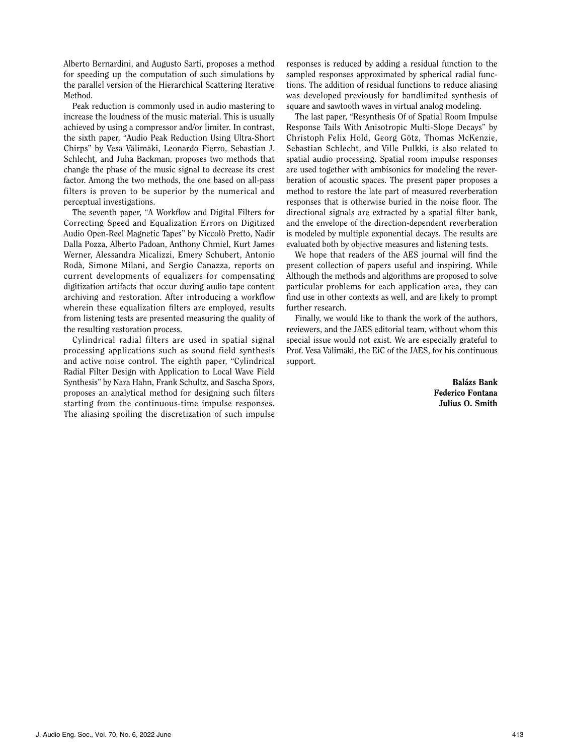Alberto Bernardini, and Augusto Sarti, proposes a method for speeding up the computation of such simulations by the parallel version of the Hierarchical Scattering Iterative Method.

Peak reduction is commonly used in audio mastering to increase the loudness of the music material. This is usually achieved by using a compressor and/or limiter. In contrast, the sixth paper, "Audio Peak Reduction Using Ultra-Short Chirps" by Vesa Välimäki, Leonardo Fierro, Sebastian J. Schlecht, and Juha Backman, proposes two methods that change the phase of the music signal to decrease its crest factor. Among the two methods, the one based on all-pass filters is proven to be superior by the numerical and perceptual investigations.

The seventh paper, "A Workflow and Digital Filters for Correcting Speed and Equalization Errors on Digitized Audio Open-Reel Magnetic Tapes" by Niccolò Pretto, Nadir Dalla Pozza, Alberto Padoan, Anthony Chmiel, Kurt James Werner, Alessandra Micalizzi, Emery Schubert, Antonio Rodà, Simone Milani, and Sergio Canazza, reports on current developments of equalizers for compensating digitization artifacts that occur during audio tape content archiving and restoration. After introducing a workflow wherein these equalization filters are employed, results from listening tests are presented measuring the quality of the resulting restoration process.

Cylindrical radial filters are used in spatial signal processing applications such as sound field synthesis and active noise control. The eighth paper, "Cylindrical Radial Filter Design with Application to Local Wave Field Synthesis" by Nara Hahn, Frank Schultz, and Sascha Spors, proposes an analytical method for designing such filters starting from the continuous-time impulse responses. The aliasing spoiling the discretization of such impulse responses is reduced by adding a residual function to the sampled responses approximated by spherical radial functions. The addition of residual functions to reduce aliasing was developed previously for bandlimited synthesis of square and sawtooth waves in virtual analog modeling.

The last paper, "Resynthesis Of of Spatial Room Impulse Response Tails With Anisotropic Multi-Slope Decays" by Christoph Felix Hold, Georg Götz, Thomas McKenzie, Sebastian Schlecht, and Ville Pulkki, is also related to spatial audio processing. Spatial room impulse responses are used together with ambisonics for modeling the reverberation of acoustic spaces. The present paper proposes a method to restore the late part of measured reverberation responses that is otherwise buried in the noise floor. The directional signals are extracted by a spatial filter bank, and the envelope of the direction-dependent reverberation is modeled by multiple exponential decays. The results are evaluated both by objective measures and listening tests.

We hope that readers of the AES journal will find the present collection of papers useful and inspiring. While Although the methods and algorithms are proposed to solve particular problems for each application area, they can find use in other contexts as well, and are likely to prompt further research.

Finally, we would like to thank the work of the authors, reviewers, and the JAES editorial team, without whom this special issue would not exist. We are especially grateful to Prof. Vesa Välimäki, the EiC of the JAES, for his continuous support.

**Balázs Bank**
**Federico Fontana**
**Julius O. Smith**